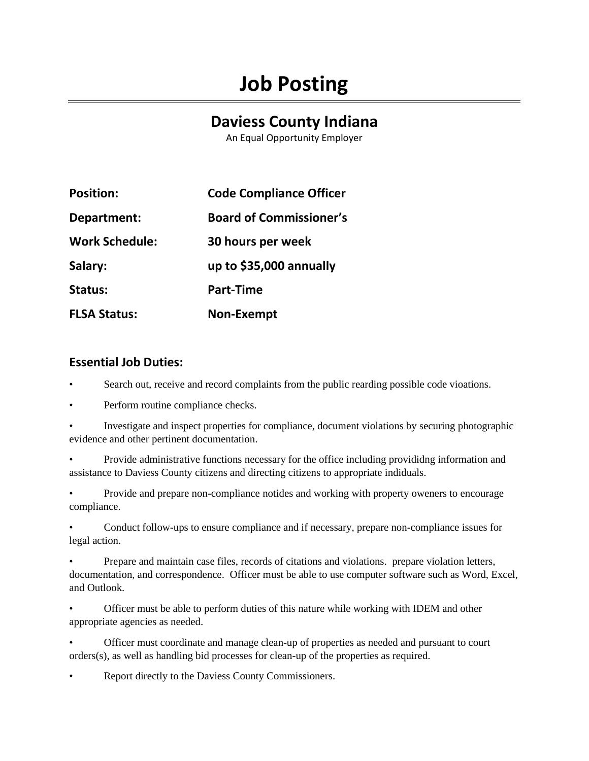# Job Posting

## Daviess County Indiana

An Equal Opportunity Employer

| | |
|---|---|
| **Position:** | **Code Compliance Officer** |
| **Department:** | **Board of Commissioner's** |
| **Work Schedule:** | **30 hours per week** |
| **Salary:** | **up to $35,000 annually** |
| **Status:** | **Part-Time** |
| **FLSA Status:** | **Non-Exempt** |

### Essential Job Duties:

- Search out, receive and record complaints from the public rearding possible code vioations.
- Perform routine compliance checks.
- Investigate and inspect properties for compliance, document violations by securing photographic evidence and other pertinent documentation.
- Provide administrative functions necessary for the office including provididng information and assistance to Daviess County citizens and directing citizens to appropriate indiduals.
- Provide and prepare non-compliance notides and working with property oweners to encourage compliance.
- Conduct follow-ups to ensure compliance and if necessary, prepare non-compliance issues for legal action.
- Prepare and maintain case files, records of citations and violations. prepare violation letters, documentation, and correspondence. Officer must be able to use computer software such as Word, Excel, and Outlook.
- Officer must be able to perform duties of this nature while working with IDEM and other appropriate agencies as needed.
- Officer must coordinate and manage clean-up of properties as needed and pursuant to court orders(s), as well as handling bid processes for clean-up of the properties as required.
- Report directly to the Daviess County Commissioners.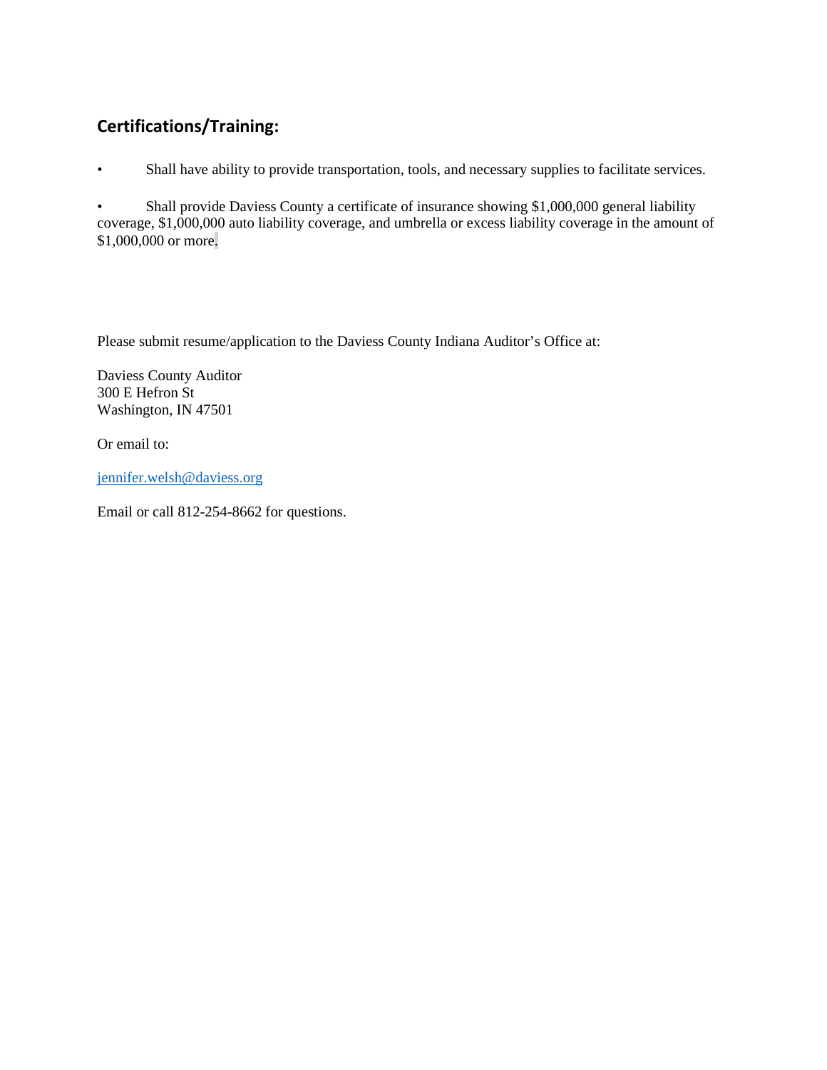## Certifications/Training:

- Shall have ability to provide transportation, tools, and necessary supplies to facilitate services.
- Shall provide Daviess County a certificate of insurance showing $1,000,000 general liability coverage, $1,000,000 auto liability coverage, and umbrella or excess liability coverage in the amount of $1,000,000 or more.

Please submit resume/application to the Daviess County Indiana Auditor's Office at:

Daviess County Auditor
300 E Hefron St
Washington, IN 47501

Or email to:

jennifer.welsh@daviess.org

Email or call 812-254-8662 for questions.